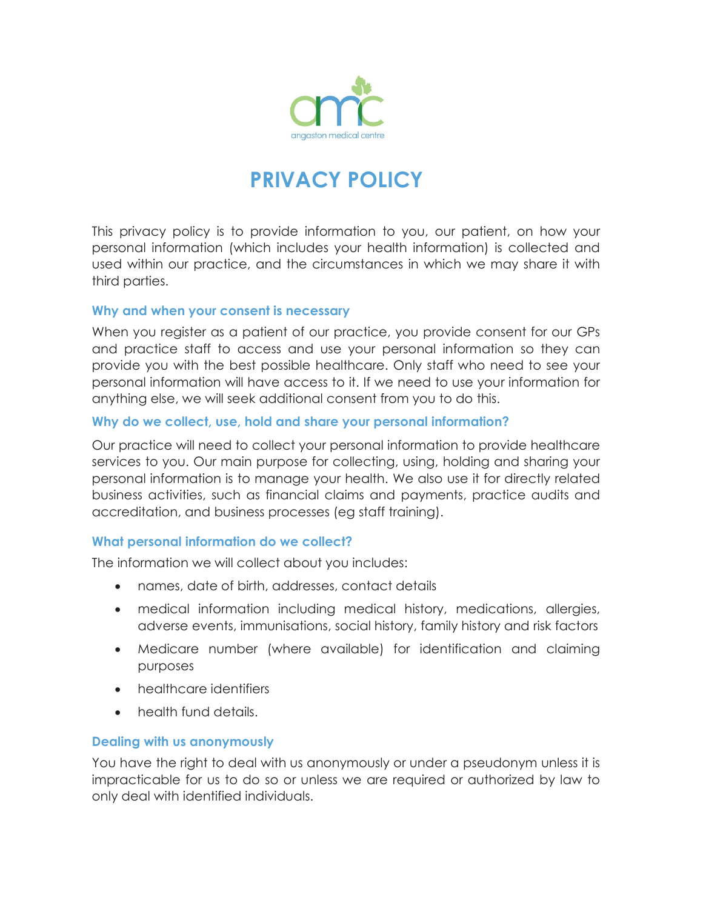amc

angaston medical centre

# PRIVACY POLICY

This privacy policy is to provide information to you, our patient, on how your personal information (which includes your health information) is collected and used within our practice, and the circumstances in which we may share it with third parties.

### Why and when your consent is necessary

When you register as a patient of our practice, you provide consent for our GPs and practice staff to access and use your personal information so they can provide you with the best possible healthcare. Only staff who need to see your personal information will have access to it. If we need to use your information for anything else, we will seek additional consent from you to do this.

### Why do we collect, use, hold and share your personal information?

Our practice will need to collect your personal information to provide healthcare services to you. Our main purpose for collecting, using, holding and sharing your personal information is to manage your health. We also use it for directly related business activities, such as financial claims and payments, practice audits and accreditation, and business processes (eg staff training).

### What personal information do we collect?

The information we will collect about you includes:

- names, date of birth, addresses, contact details
- medical information including medical history, medications, allergies, adverse events, immunisations, social history, family history and risk factors
- Medicare number (where available) for identification and claiming purposes
- healthcare identifiers
- health fund details.

### Dealing with us anonymously

You have the right to deal with us anonymously or under a pseudonym unless it is impracticable for us to do so or unless we are required or authorized by law to only deal with identified individuals.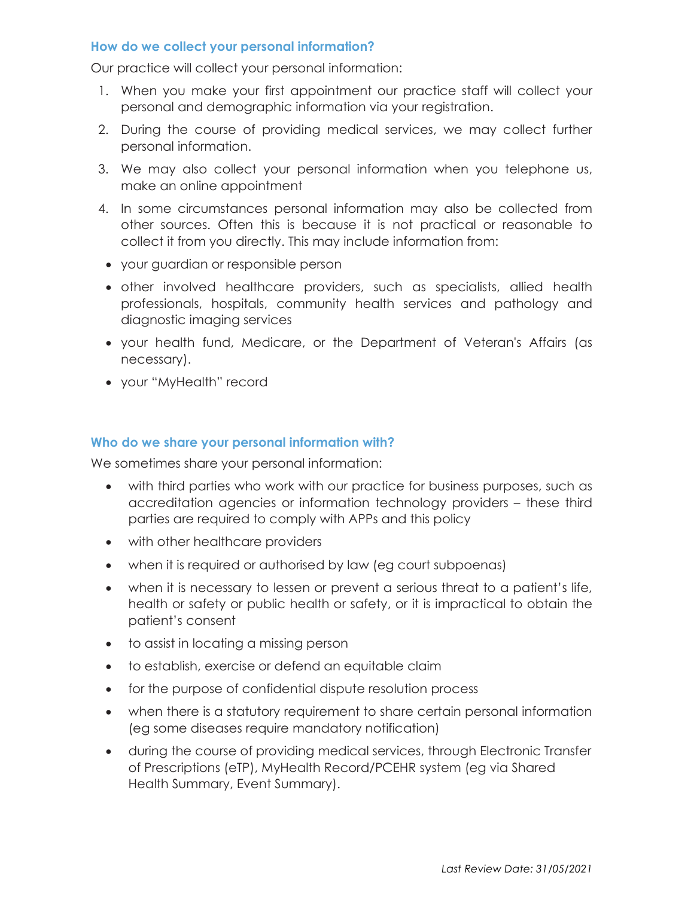### How do we collect your personal information?

Our practice will collect your personal information:

1. When you make your first appointment our practice staff will collect your personal and demographic information via your registration.
2. During the course of providing medical services, we may collect further personal information.
3. We may also collect your personal information when you telephone us, make an online appointment
4. In some circumstances personal information may also be collected from other sources. Often this is because it is not practical or reasonable to collect it from you directly. This may include information from:
   - your guardian or responsible person
   - other involved healthcare providers, such as specialists, allied health professionals, hospitals, community health services and pathology and diagnostic imaging services
   - your health fund, Medicare, or the Department of Veteran's Affairs (as necessary).
   - your "MyHealth" record

### Who do we share your personal information with?

We sometimes share your personal information:

- with third parties who work with our practice for business purposes, such as accreditation agencies or information technology providers – these third parties are required to comply with APPs and this policy
- with other healthcare providers
- when it is required or authorised by law (eg court subpoenas)
- when it is necessary to lessen or prevent a serious threat to a patient's life, health or safety or public health or safety, or it is impractical to obtain the patient's consent
- to assist in locating a missing person
- to establish, exercise or defend an equitable claim
- for the purpose of confidential dispute resolution process
- when there is a statutory requirement to share certain personal information (eg some diseases require mandatory notification)
- during the course of providing medical services, through Electronic Transfer of Prescriptions (eTP), MyHealth Record/PCEHR system (eg via Shared Health Summary, Event Summary).

*Last Review Date: 31/05/2021*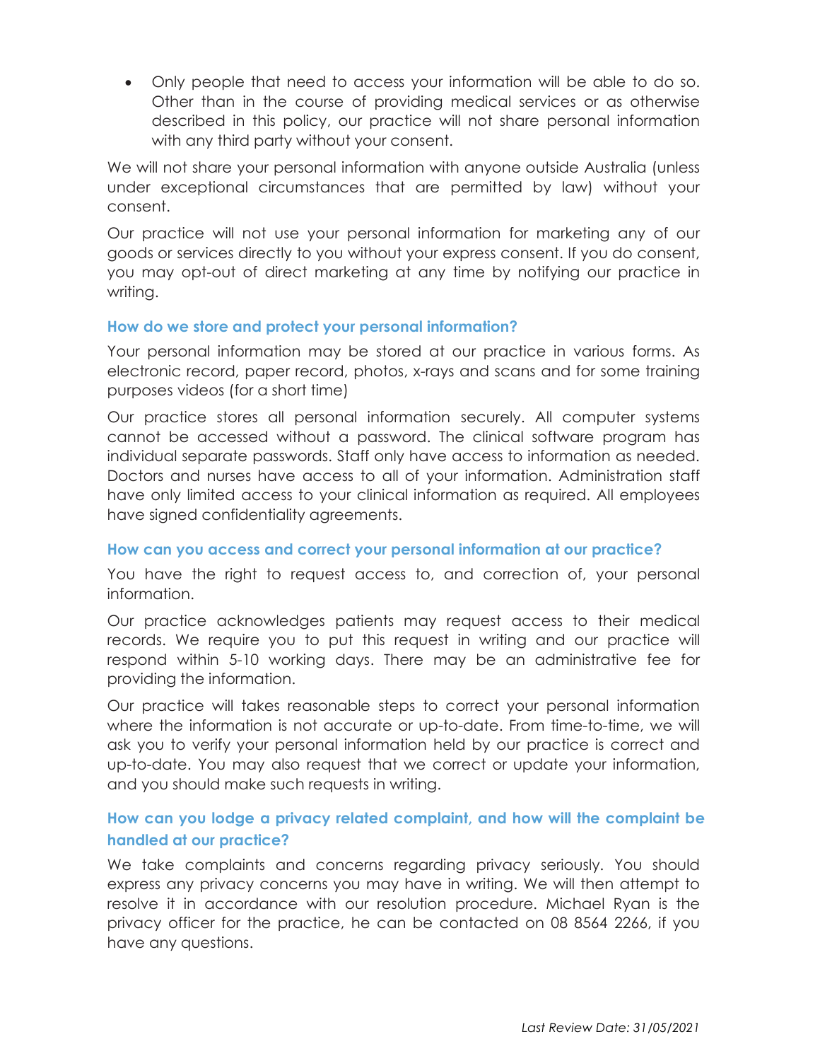- Only people that need to access your information will be able to do so. Other than in the course of providing medical services or as otherwise described in this policy, our practice will not share personal information with any third party without your consent.

We will not share your personal information with anyone outside Australia (unless under exceptional circumstances that are permitted by law) without your consent.

Our practice will not use your personal information for marketing any of our goods or services directly to you without your express consent. If you do consent, you may opt-out of direct marketing at any time by notifying our practice in writing.

### How do we store and protect your personal information?

Your personal information may be stored at our practice in various forms. As electronic record, paper record, photos, x-rays and scans and for some training purposes videos (for a short time)

Our practice stores all personal information securely. All computer systems cannot be accessed without a password. The clinical software program has individual separate passwords. Staff only have access to information as needed. Doctors and nurses have access to all of your information. Administration staff have only limited access to your clinical information as required. All employees have signed confidentiality agreements.

### How can you access and correct your personal information at our practice?

You have the right to request access to, and correction of, your personal information.

Our practice acknowledges patients may request access to their medical records. We require you to put this request in writing and our practice will respond within 5-10 working days. There may be an administrative fee for providing the information.

Our practice will takes reasonable steps to correct your personal information where the information is not accurate or up-to-date. From time-to-time, we will ask you to verify your personal information held by our practice is correct and up-to-date. You may also request that we correct or update your information, and you should make such requests in writing.

### How can you lodge a privacy related complaint, and how will the complaint be handled at our practice?

We take complaints and concerns regarding privacy seriously. You should express any privacy concerns you may have in writing. We will then attempt to resolve it in accordance with our resolution procedure. Michael Ryan is the privacy officer for the practice, he can be contacted on 08 8564 2266, if you have any questions.

*Last Review Date: 31/05/2021*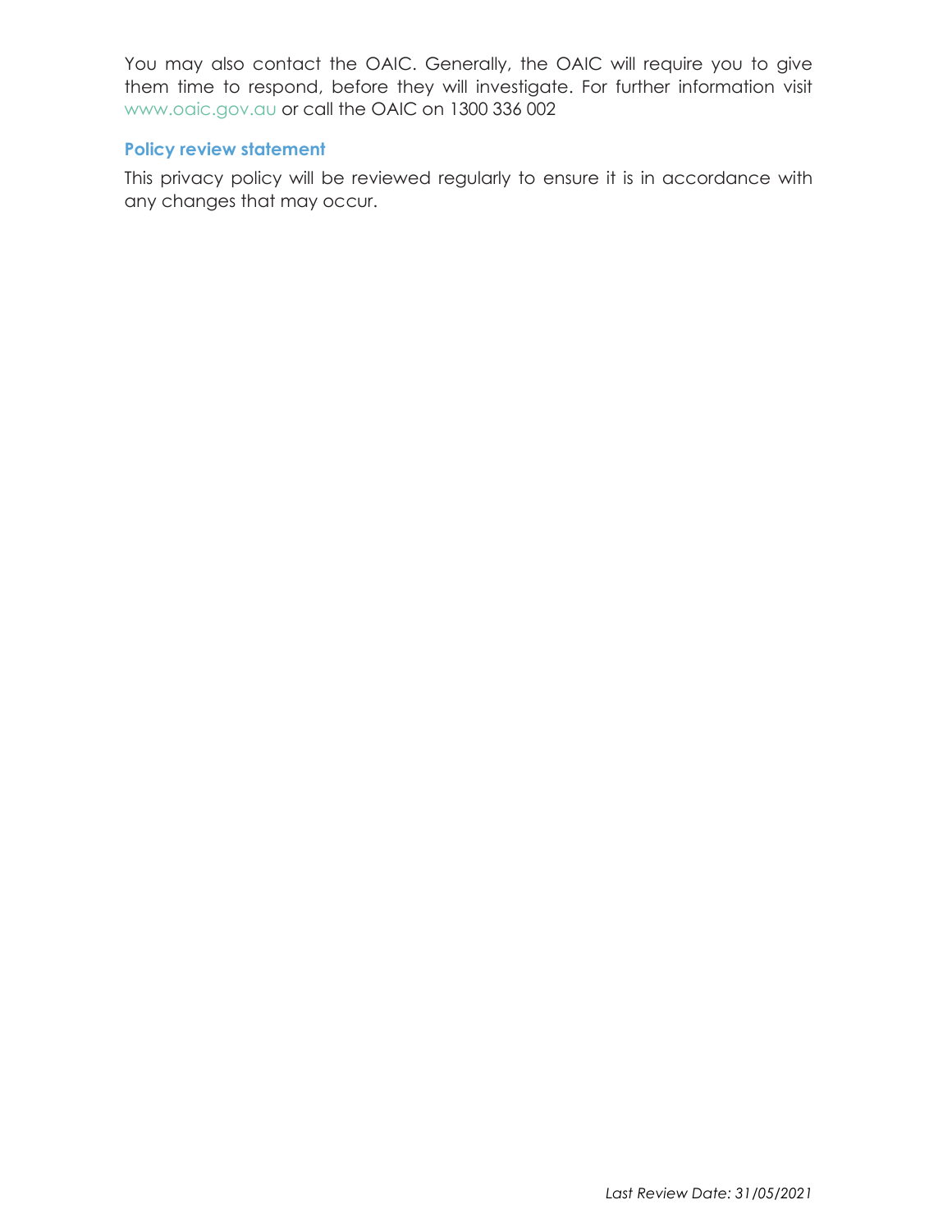You may also contact the OAIC. Generally, the OAIC will require you to give them time to respond, before they will investigate. For further information visit www.oaic.gov.au or call the OAIC on 1300 336 002

### Policy review statement

This privacy policy will be reviewed regularly to ensure it is in accordance with any changes that may occur.

*Last Review Date: 31/05/2021*